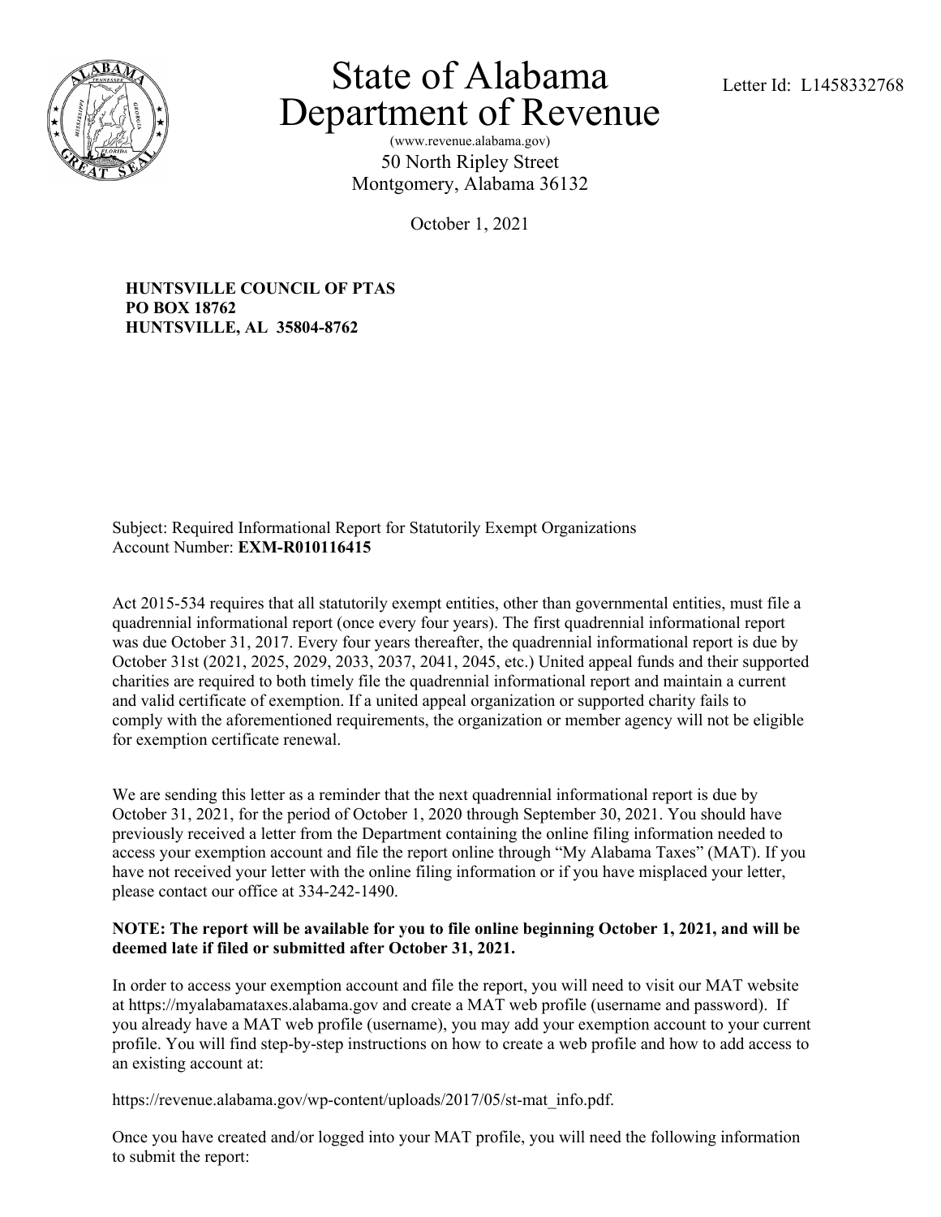# State of Alabama Department of Revenue

(www.revenue.alabama.gov)
50 North Ripley Street
Montgomery, Alabama 36132

Letter Id: L1458332768

October 1, 2021

**HUNTSVILLE COUNCIL OF PTAS**
**PO BOX 18762**
**HUNTSVILLE, AL 35804-8762**

Subject: Required Informational Report for Statutorily Exempt Organizations
Account Number: **EXM-R010116415**

Act 2015-534 requires that all statutorily exempt entities, other than governmental entities, must file a quadrennial informational report (once every four years). The first quadrennial informational report was due October 31, 2017. Every four years thereafter, the quadrennial informational report is due by October 31st (2021, 2025, 2029, 2033, 2037, 2041, 2045, etc.) United appeal funds and their supported charities are required to both timely file the quadrennial informational report and maintain a current and valid certificate of exemption. If a united appeal organization or supported charity fails to comply with the aforementioned requirements, the organization or member agency will not be eligible for exemption certificate renewal.

We are sending this letter as a reminder that the next quadrennial informational report is due by October 31, 2021, for the period of October 1, 2020 through September 30, 2021. You should have previously received a letter from the Department containing the online filing information needed to access your exemption account and file the report online through "My Alabama Taxes" (MAT). If you have not received your letter with the online filing information or if you have misplaced your letter, please contact our office at 334-242-1490.

**NOTE: The report will be available for you to file online beginning October 1, 2021, and will be deemed late if filed or submitted after October 31, 2021.**

In order to access your exemption account and file the report, you will need to visit our MAT website at https://myalabamataxes.alabama.gov and create a MAT web profile (username and password). If you already have a MAT web profile (username), you may add your exemption account to your current profile. You will find step-by-step instructions on how to create a web profile and how to add access to an existing account at:

https://revenue.alabama.gov/wp-content/uploads/2017/05/st-mat_info.pdf.

Once you have created and/or logged into your MAT profile, you will need the following information to submit the report: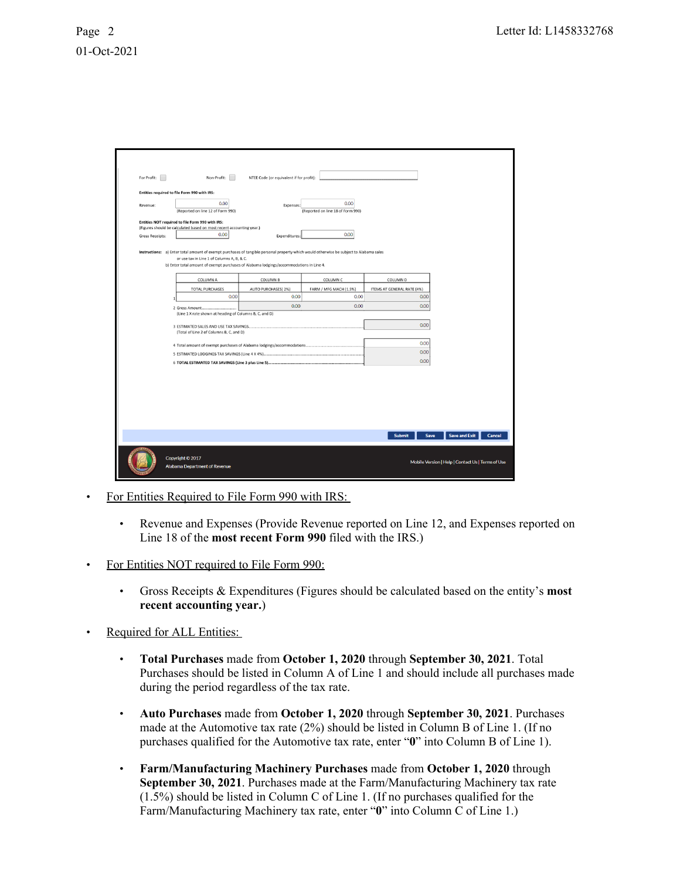For Profit: ☐ Non-Profit: ☐ NTEE Code (or equivalent if for profit):

**Entities required to file Form 990 with IRS:**

Revenue: 0.00 (Reported on line 12 of Form 990) Expenses: 0.00 (Reported on line 18 of Form 990)

**Entities NOT required to file Form 990 with IRS:**
(Figures should be calculated based on most recent accounting year.)

Gross Receipts: 0.00 Expenditures: 0.00

**Instructions:** a) Enter total amount of exempt purchases of tangible personal property which would otherwise be subject to Alabama sales or use tax in Line 1 of Columns A, B, & C.
b) Enter total amount of exempt purchases of Alabama lodgings/accommodations in Line 4.

| | COLUMN A | COLUMN B | COLUMN C | COLUMN D |
|---|---|---|---|---|
| | TOTAL PURCHASES | AUTO PURCHASES( 2%) | FARM / MFG MACH (1.5%) | ITEMS AT GENERAL RATE (4%) |
| 1 | 0.00 | 0.00 | 0.00 | 0.00 |
| 2 Gross Amount (Line 1 X rate shown at heading of Columns B, C, and D) | | 0.00 | 0.00 | 0.00 |
| 3 ESTIMATED SALES AND USE TAX SAVINGS (Total of Line 2 of Columns B, C, and D) | | | | 0.00 |
| 4 Total amount of exempt purchases of Alabama lodgings/accommodations | | | | 0.00 |
| 5 ESTIMATED LODGINGS TAX SAVINGS (Line 4 X 4%) | | | | 0.00 |
| 6 **TOTAL ESTIMATED TAX SAVINGS (Line 3 plus Line 5)** | | | | 0.00 |

Submit | Save | Save and Exit | Cancel

Copyright © 2017 Alabama Department of Revenue

Mobile Version | Help | Contact Us | Terms of Use

- For Entities Required to File Form 990 with IRS:
  - Revenue and Expenses (Provide Revenue reported on Line 12, and Expenses reported on Line 18 of the **most recent Form 990** filed with the IRS.)
- For Entities NOT required to File Form 990:
  - Gross Receipts & Expenditures (Figures should be calculated based on the entity's **most recent accounting year.**)
- Required for ALL Entities:
  - **Total Purchases** made from **October 1, 2020** through **September 30, 2021**. Total Purchases should be listed in Column A of Line 1 and should include all purchases made during the period regardless of the tax rate.
  - **Auto Purchases** made from **October 1, 2020** through **September 30, 2021**. Purchases made at the Automotive tax rate (2%) should be listed in Column B of Line 1. (If no purchases qualified for the Automotive tax rate, enter "**0**" into Column B of Line 1).
  - **Farm/Manufacturing Machinery Purchases** made from **October 1, 2020** through **September 30, 2021**. Purchases made at the Farm/Manufacturing Machinery tax rate (1.5%) should be listed in Column C of Line 1. (If no purchases qualified for the Farm/Manufacturing Machinery tax rate, enter "**0**" into Column C of Line 1.)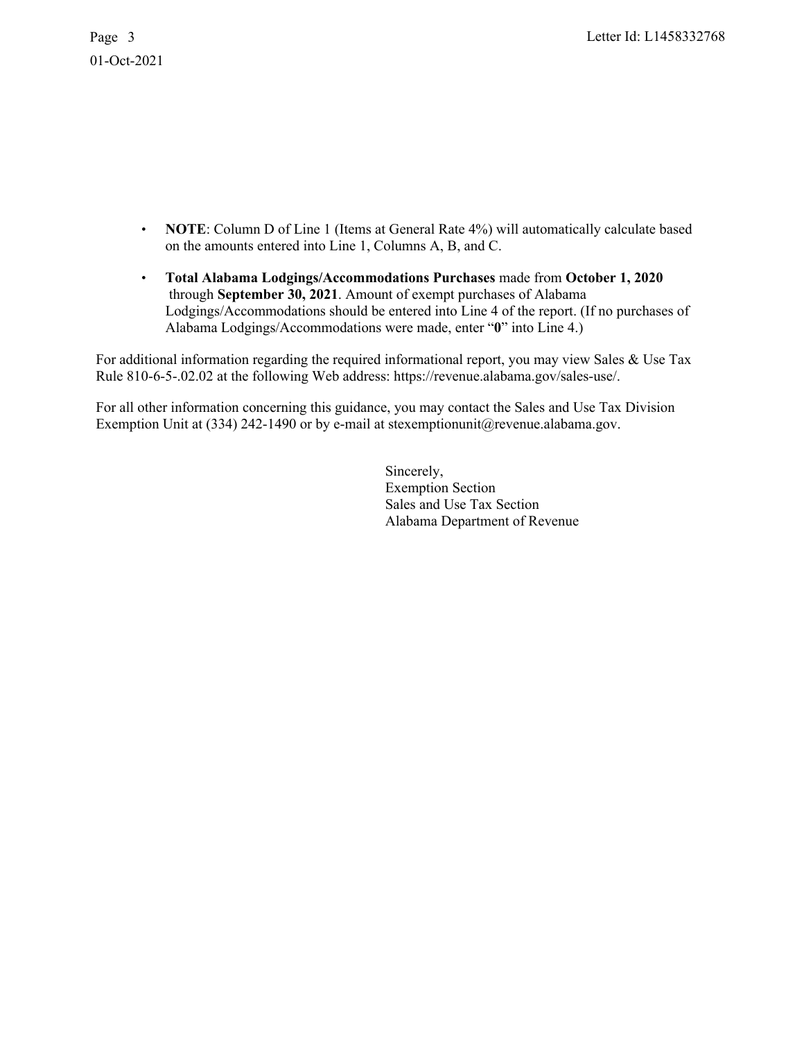- **NOTE**: Column D of Line 1 (Items at General Rate 4%) will automatically calculate based on the amounts entered into Line 1, Columns A, B, and C.

- **Total Alabama Lodgings/Accommodations Purchases** made from **October 1, 2020** through **September 30, 2021**. Amount of exempt purchases of Alabama Lodgings/Accommodations should be entered into Line 4 of the report. (If no purchases of Alabama Lodgings/Accommodations were made, enter "**0**" into Line 4.)

For additional information regarding the required informational report, you may view Sales & Use Tax Rule 810-6-5-.02.02 at the following Web address: https://revenue.alabama.gov/sales-use/.

For all other information concerning this guidance, you may contact the Sales and Use Tax Division Exemption Unit at (334) 242-1490 or by e-mail at stexemptionunit@revenue.alabama.gov.

Sincerely,
Exemption Section
Sales and Use Tax Section
Alabama Department of Revenue